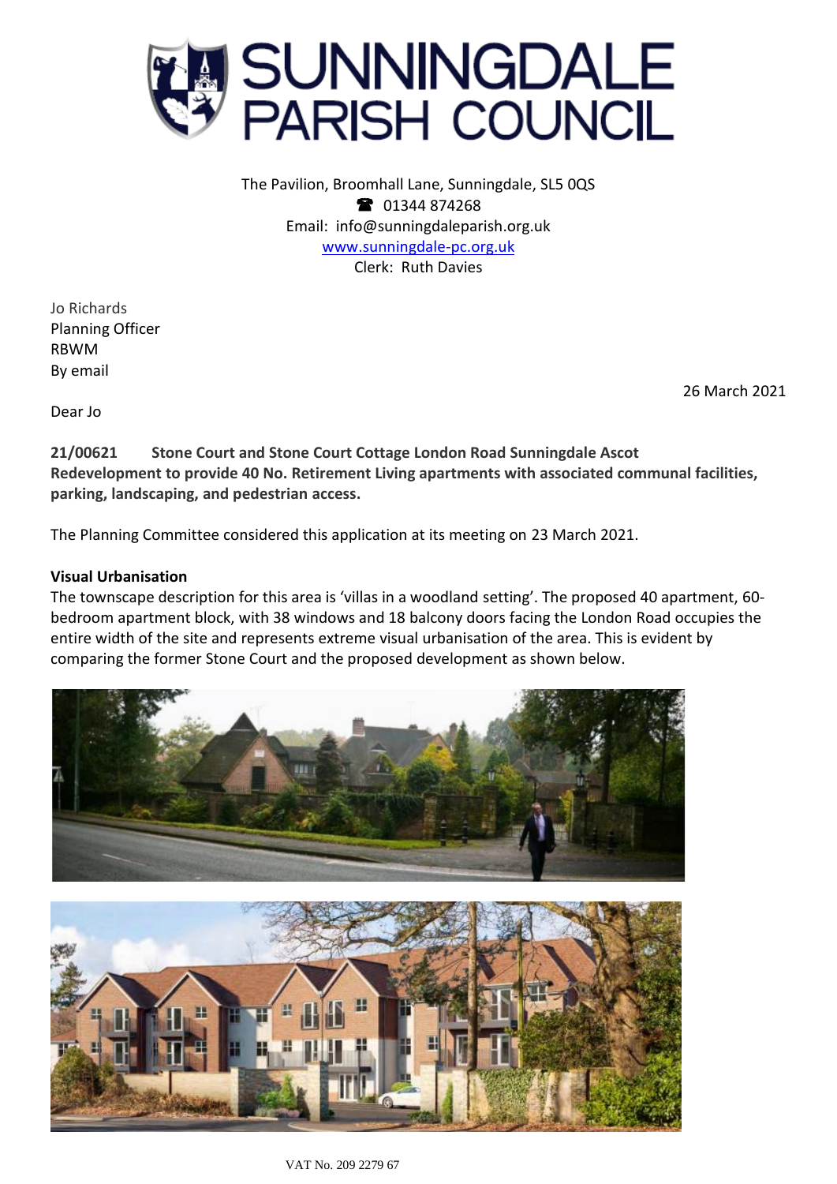# SUNNINGDALE PARISH COUNCIL

The Pavilion, Broomhall Lane, Sunningdale, SL5 0QS
☎ 01344 874268
Email: info@sunningdaleparish.org.uk
www.sunningdale-pc.org.uk
Clerk: Ruth Davies

Jo Richards
Planning Officer
RBWM
By email

26 March 2021

Dear Jo

**21/00621 Stone Court and Stone Court Cottage London Road Sunningdale Ascot**
**Redevelopment to provide 40 No. Retirement Living apartments with associated communal facilities, parking, landscaping, and pedestrian access.**

The Planning Committee considered this application at its meeting on 23 March 2021.

**Visual Urbanisation**

The townscape description for this area is 'villas in a woodland setting'. The proposed 40 apartment, 60-bedroom apartment block, with 38 windows and 18 balcony doors facing the London Road occupies the entire width of the site and represents extreme visual urbanisation of the area. This is evident by comparing the former Stone Court and the proposed development as shown below.

VAT No. 209 2279 67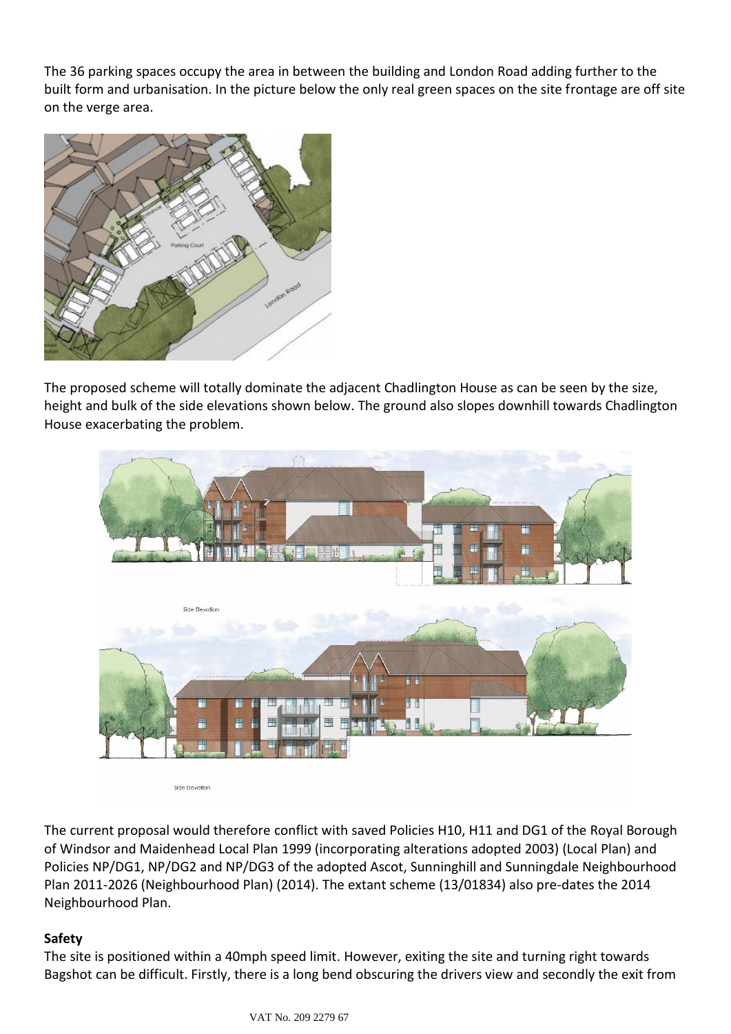The 36 parking spaces occupy the area in between the building and London Road adding further to the built form and urbanisation. In the picture below the only real green spaces on the site frontage are off site on the verge area.

The proposed scheme will totally dominate the adjacent Chadlington House as can be seen by the size, height and bulk of the side elevations shown below. The ground also slopes downhill towards Chadlington House exacerbating the problem.

The current proposal would therefore conflict with saved Policies H10, H11 and DG1 of the Royal Borough of Windsor and Maidenhead Local Plan 1999 (incorporating alterations adopted 2003) (Local Plan) and Policies NP/DG1, NP/DG2 and NP/DG3 of the adopted Ascot, Sunninghill and Sunningdale Neighbourhood Plan 2011-2026 (Neighbourhood Plan) (2014). The extant scheme (13/01834) also pre-dates the 2014 Neighbourhood Plan.

**Safety**

The site is positioned within a 40mph speed limit. However, exiting the site and turning right towards Bagshot can be difficult. Firstly, there is a long bend obscuring the drivers view and secondly the exit from

VAT No. 209 2279 67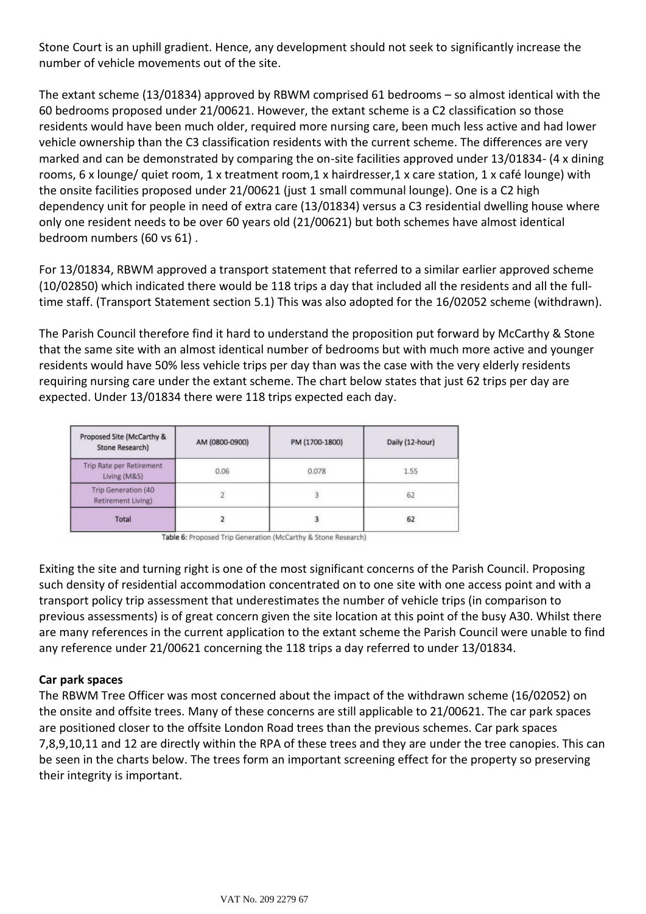Stone Court is an uphill gradient. Hence, any development should not seek to significantly increase the number of vehicle movements out of the site.

The extant scheme (13/01834) approved by RBWM comprised 61 bedrooms – so almost identical with the 60 bedrooms proposed under 21/00621. However, the extant scheme is a C2 classification so those residents would have been much older, required more nursing care, been much less active and had lower vehicle ownership than the C3 classification residents with the current scheme. The differences are very marked and can be demonstrated by comparing the on-site facilities approved under 13/01834- (4 x dining rooms, 6 x lounge/ quiet room, 1 x treatment room,1 x hairdresser,1 x care station, 1 x café lounge) with the onsite facilities proposed under 21/00621 (just 1 small communal lounge). One is a C2 high dependency unit for people in need of extra care (13/01834) versus a C3 residential dwelling house where only one resident needs to be over 60 years old (21/00621) but both schemes have almost identical bedroom numbers (60 vs 61) .

For 13/01834, RBWM approved a transport statement that referred to a similar earlier approved scheme (10/02850) which indicated there would be 118 trips a day that included all the residents and all the full-time staff. (Transport Statement section 5.1) This was also adopted for the 16/02052 scheme (withdrawn).

The Parish Council therefore find it hard to understand the proposition put forward by McCarthy & Stone that the same site with an almost identical number of bedrooms but with much more active and younger residents would have 50% less vehicle trips per day than was the case with the very elderly residents requiring nursing care under the extant scheme. The chart below states that just 62 trips per day are expected. Under 13/01834 there were 118 trips expected each day.

| Proposed Site (McCarthy & Stone Research) | AM (0800-0900) | PM (1700-1800) | Daily (12-hour) |
|---|---|---|---|
| Trip Rate per Retirement Living (M&S) | 0.06 | 0.078 | 1.55 |
| Trip Generation (40 Retirement Living) | 2 | 3 | 62 |
| **Total** | **2** | **3** | **62** |

Table 6: Proposed Trip Generation (McCarthy & Stone Research)

Exiting the site and turning right is one of the most significant concerns of the Parish Council. Proposing such density of residential accommodation concentrated on to one site with one access point and with a transport policy trip assessment that underestimates the number of vehicle trips (in comparison to previous assessments) is of great concern given the site location at this point of the busy A30. Whilst there are many references in the current application to the extant scheme the Parish Council were unable to find any reference under 21/00621 concerning the 118 trips a day referred to under 13/01834.

**Car park spaces**

The RBWM Tree Officer was most concerned about the impact of the withdrawn scheme (16/02052) on the onsite and offsite trees. Many of these concerns are still applicable to 21/00621. The car park spaces are positioned closer to the offsite London Road trees than the previous schemes. Car park spaces 7,8,9,10,11 and 12 are directly within the RPA of these trees and they are under the tree canopies. This can be seen in the charts below. The trees form an important screening effect for the property so preserving their integrity is important.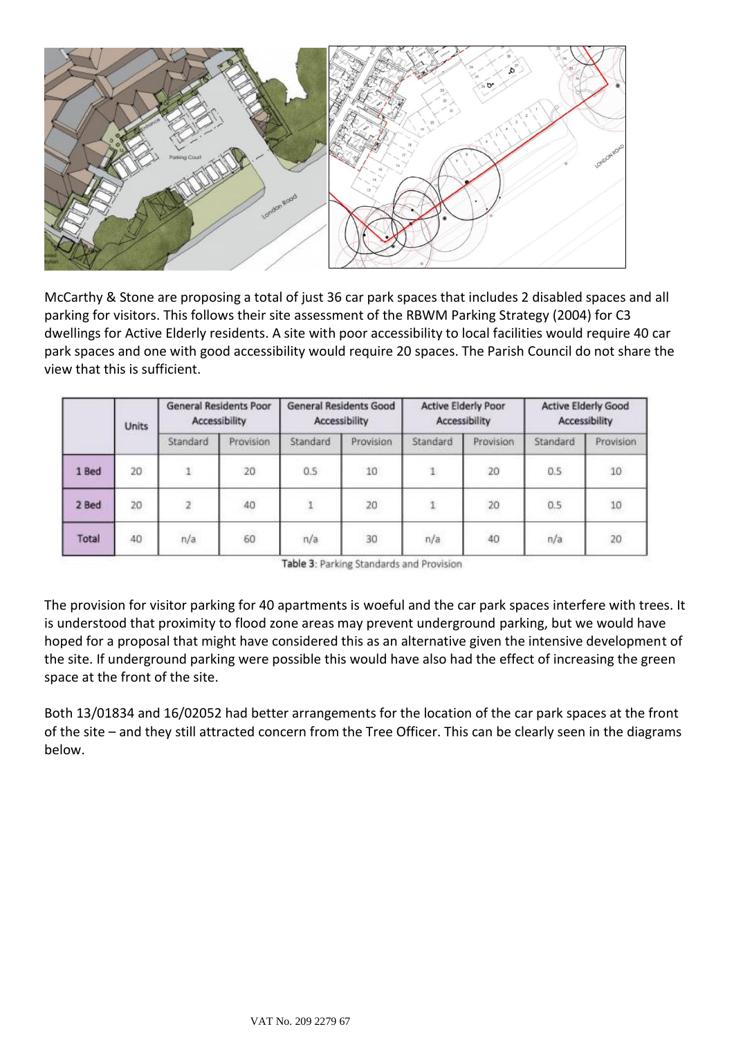McCarthy & Stone are proposing a total of just 36 car park spaces that includes 2 disabled spaces and all parking for visitors. This follows their site assessment of the RBWM Parking Strategy (2004) for C3 dwellings for Active Elderly residents. A site with poor accessibility to local facilities would require 40 car park spaces and one with good accessibility would require 20 spaces. The Parish Council do not share the view that this is sufficient.

| | Units | General Residents Poor Accessibility | | General Residents Good Accessibility | | Active Elderly Poor Accessibility | | Active Elderly Good Accessibility | |
|---|---|---|---|---|---|---|---|---|---|
| | | Standard | Provision | Standard | Provision | Standard | Provision | Standard | Provision |
| 1 Bed | 20 | 1 | 20 | 0.5 | 10 | 1 | 20 | 0.5 | 10 |
| 2 Bed | 20 | 2 | 40 | 1 | 20 | 1 | 20 | 0.5 | 10 |
| Total | 40 | n/a | 60 | n/a | 30 | n/a | 40 | n/a | 20 |

Table 3: Parking Standards and Provision

The provision for visitor parking for 40 apartments is woeful and the car park spaces interfere with trees. It is understood that proximity to flood zone areas may prevent underground parking, but we would have hoped for a proposal that might have considered this as an alternative given the intensive development of the site. If underground parking were possible this would have also had the effect of increasing the green space at the front of the site.

Both 13/01834 and 16/02052 had better arrangements for the location of the car park spaces at the front of the site – and they still attracted concern from the Tree Officer. This can be clearly seen in the diagrams below.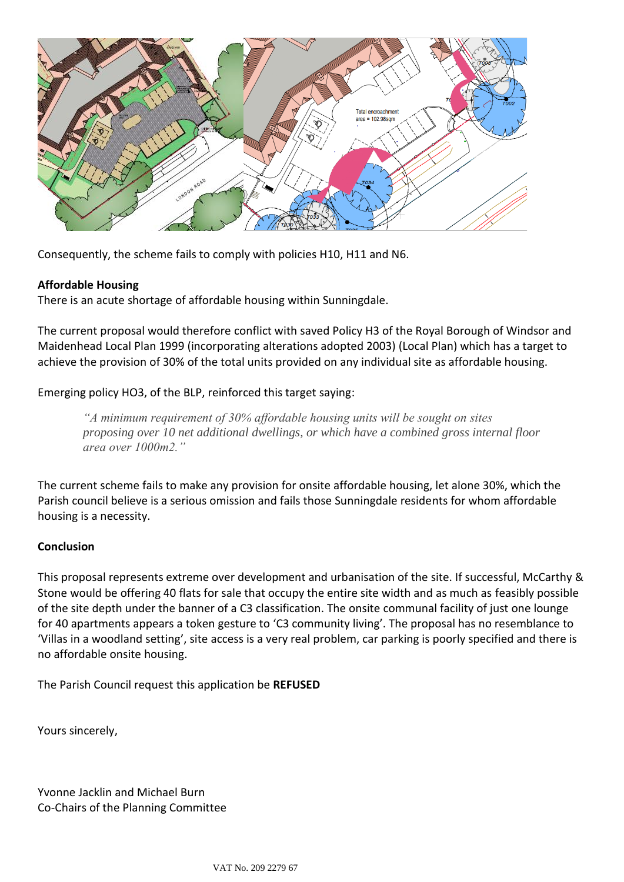Consequently, the scheme fails to comply with policies H10, H11 and N6.

**Affordable Housing**

There is an acute shortage of affordable housing within Sunningdale.

The current proposal would therefore conflict with saved Policy H3 of the Royal Borough of Windsor and Maidenhead Local Plan 1999 (incorporating alterations adopted 2003) (Local Plan) which has a target to achieve the provision of 30% of the total units provided on any individual site as affordable housing.

Emerging policy HO3, of the BLP, reinforced this target saying:

> *"A minimum requirement of 30% affordable housing units will be sought on sites proposing over 10 net additional dwellings, or which have a combined gross internal floor area over 1000m2."*

The current scheme fails to make any provision for onsite affordable housing, let alone 30%, which the Parish council believe is a serious omission and fails those Sunningdale residents for whom affordable housing is a necessity.

**Conclusion**

This proposal represents extreme over development and urbanisation of the site. If successful, McCarthy & Stone would be offering 40 flats for sale that occupy the entire site width and as much as feasibly possible of the site depth under the banner of a C3 classification. The onsite communal facility of just one lounge for 40 apartments appears a token gesture to 'C3 community living'. The proposal has no resemblance to 'Villas in a woodland setting', site access is a very real problem, car parking is poorly specified and there is no affordable onsite housing.

The Parish Council request this application be **REFUSED**

Yours sincerely,

Yvonne Jacklin and Michael Burn
Co-Chairs of the Planning Committee

VAT No. 209 2279 67